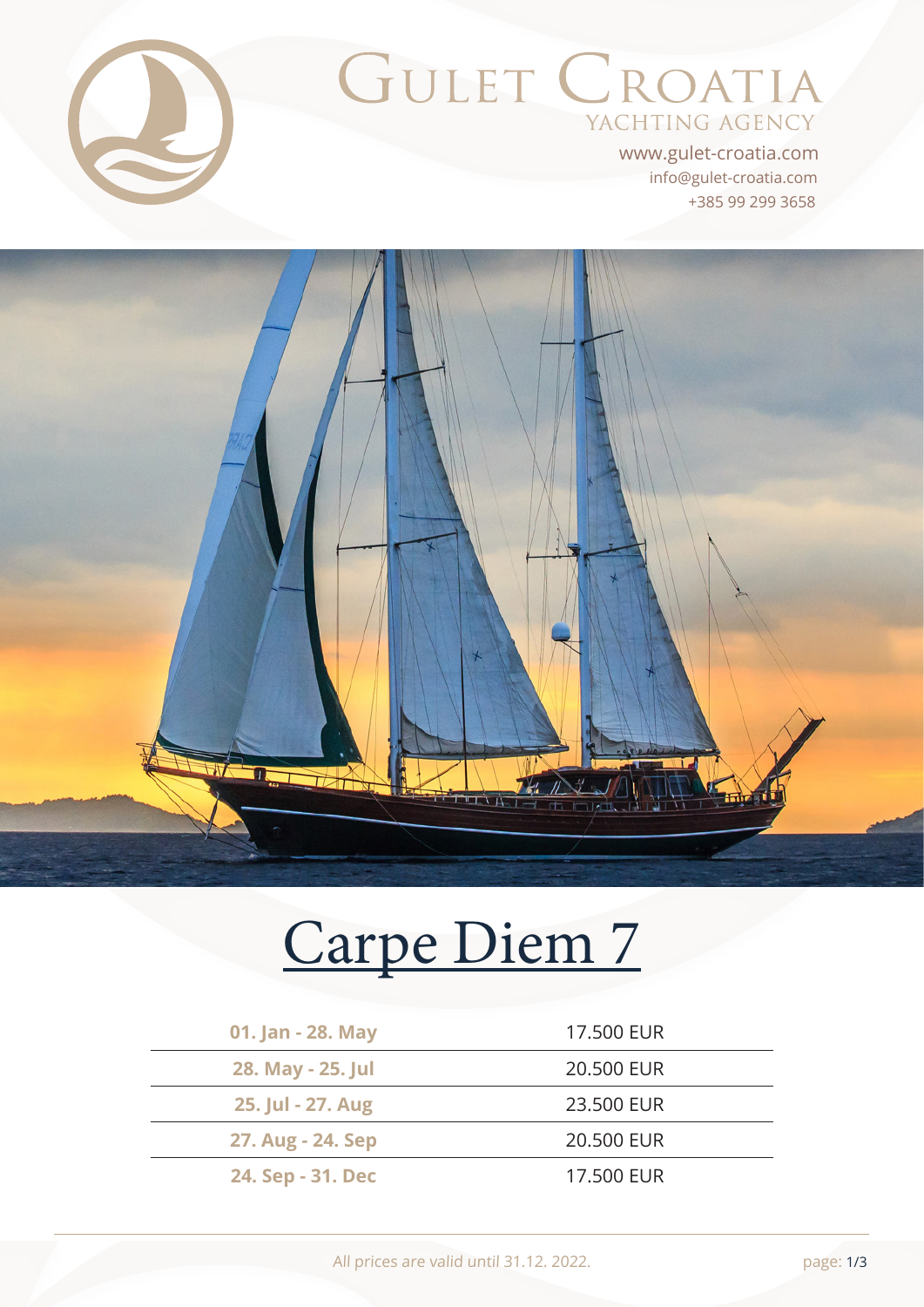# Gulet Croatia

YACHTING AGENCY

www.gulet-croatia.com
info@gulet-croatia.com
+385 99 299 3658

# Carpe Diem 7

| | |
|---|---|
| **01. Jan - 28. May** | 17.500 EUR |
| **28. May - 25. Jul** | 20.500 EUR |
| **25. Jul - 27. Aug** | 23.500 EUR |
| **27. Aug - 24. Sep** | 20.500 EUR |
| **24. Sep - 31. Dec** | 17.500 EUR |

All prices are valid until 31.12. 2022.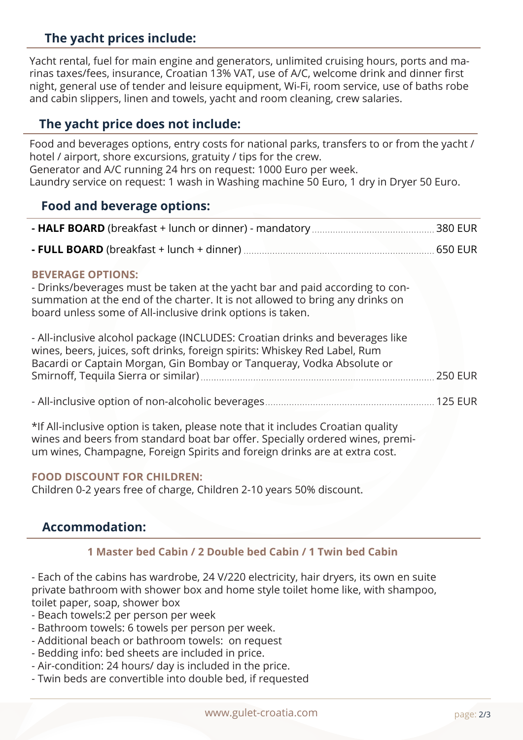## The yacht prices include:

Yacht rental, fuel for main engine and generators, unlimited cruising hours, ports and marinas taxes/fees, insurance, Croatian 13% VAT, use of A/C, welcome drink and dinner first night, general use of tender and leisure equipment, Wi-Fi, room service, use of baths robe and cabin slippers, linen and towels, yacht and room cleaning, crew salaries.

## The yacht price does not include:

Food and beverages options, entry costs for national parks, transfers to or from the yacht / hotel / airport, shore excursions, gratuity / tips for the crew.
Generator and A/C running 24 hrs on request: 1000 Euro per week.
Laundry service on request: 1 wash in Washing machine 50 Euro, 1 dry in Dryer 50 Euro.

## Food and beverage options:

- **HALF BOARD** (breakfast + lunch or dinner) - mandatory ........ 380 EUR
- **FULL BOARD** (breakfast + lunch + dinner) ........ 650 EUR

### BEVERAGE OPTIONS:

- Drinks/beverages must be taken at the yacht bar and paid according to consummation at the end of the charter. It is not allowed to bring any drinks on board unless some of All-inclusive drink options is taken.

- All-inclusive alcohol package (INCLUDES: Croatian drinks and beverages like wines, beers, juices, soft drinks, foreign spirits: Whiskey Red Label, Rum Bacardi or Captain Morgan, Gin Bombay or Tanqueray, Vodka Absolute or Smirnoff, Tequila Sierra or similar) ........ 250 EUR

- All-inclusive option of non-alcoholic beverages ........ 125 EUR

*If All-inclusive option is taken, please note that it includes Croatian quality wines and beers from standard boat bar offer. Specially ordered wines, premium wines, Champagne, Foreign Spirits and foreign drinks are at extra cost.

### FOOD DISCOUNT FOR CHILDREN:

Children 0-2 years free of charge, Children 2-10 years 50% discount.

## Accommodation:

**1 Master bed Cabin / 2 Double bed Cabin / 1 Twin bed Cabin**

- Each of the cabins has wardrobe, 24 V/220 electricity, hair dryers, its own en suite private bathroom with shower box and home style toilet home like, with shampoo, toilet paper, soap, shower box
- Beach towels:2 per person per week
- Bathroom towels: 6 towels per person per week.
- Additional beach or bathroom towels: on request
- Bedding info: bed sheets are included in price.
- Air-condition: 24 hours/ day is included in the price.
- Twin beds are convertible into double bed, if requested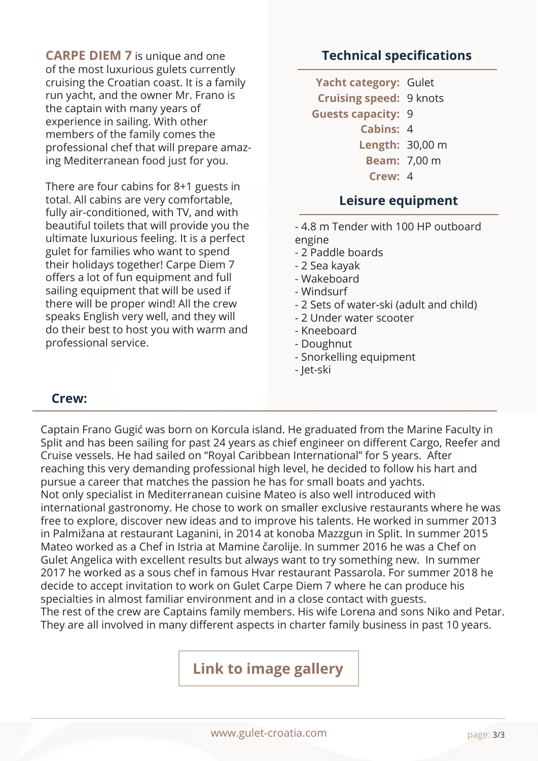**CARPE DIEM 7** is unique and one of the most luxurious gulets currently cruising the Croatian coast. It is a family run yacht, and the owner Mr. Frano is the captain with many years of experience in sailing. With other members of the family comes the professional chef that will prepare amazing Mediterranean food just for you.

There are four cabins for 8+1 guests in total. All cabins are very comfortable, fully air-conditioned, with TV, and with beautiful toilets that will provide you the ultimate luxurious feeling. It is a perfect gulet for families who want to spend their holidays together! Carpe Diem 7 offers a lot of fun equipment and full sailing equipment that will be used if there will be proper wind! All the crew speaks English very well, and they will do their best to host you with warm and professional service.

## Technical specifications

| | |
|---|---|
| **Yacht category:** | Gulet |
| **Cruising speed:** | 9 knots |
| **Guests capacity:** | 9 |
| **Cabins:** | 4 |
| **Length:** | 30,00 m |
| **Beam:** | 7,00 m |
| **Crew:** | 4 |

## Leisure equipment

- 4.8 m Tender with 100 HP outboard engine
- 2 Paddle boards
- 2 Sea kayak
- Wakeboard
- Windsurf
- 2 Sets of water-ski (adult and child)
- 2 Under water scooter
- Kneeboard
- Doughnut
- Snorkelling equipment
- Jet-ski

## Crew:

Captain Frano Gugić was born on Korcula island. He graduated from the Marine Faculty in Split and has been sailing for past 24 years as chief engineer on different Cargo, Reefer and Cruise vessels. He had sailed on "Royal Caribbean International" for 5 years. After reaching this very demanding professional high level, he decided to follow his hart and pursue a career that matches the passion he has for small boats and yachts.
Not only specialist in Mediterranean cuisine Mateo is also well introduced with international gastronomy. He chose to work on smaller exclusive restaurants where he was free to explore, discover new ideas and to improve his talents. He worked in summer 2013 in Palmižana at restaurant Laganini, in 2014 at konoba Mazzgun in Split. In summer 2015 Mateo worked as a Chef in Istria at Mamine čarolije. In summer 2016 he was a Chef on Gulet Angelica with excellent results but always want to try something new. In summer 2017 he worked as a sous chef in famous Hvar restaurant Passarola. For summer 2018 he decide to accept invitation to work on Gulet Carpe Diem 7 where he can produce his specialties in almost familiar environment and in a close contact with guests.
The rest of the crew are Captains family members. His wife Lorena and sons Niko and Petar. They are all involved in many different aspects in charter family business in past 10 years.

**Link to image gallery**

www.gulet-croatia.com